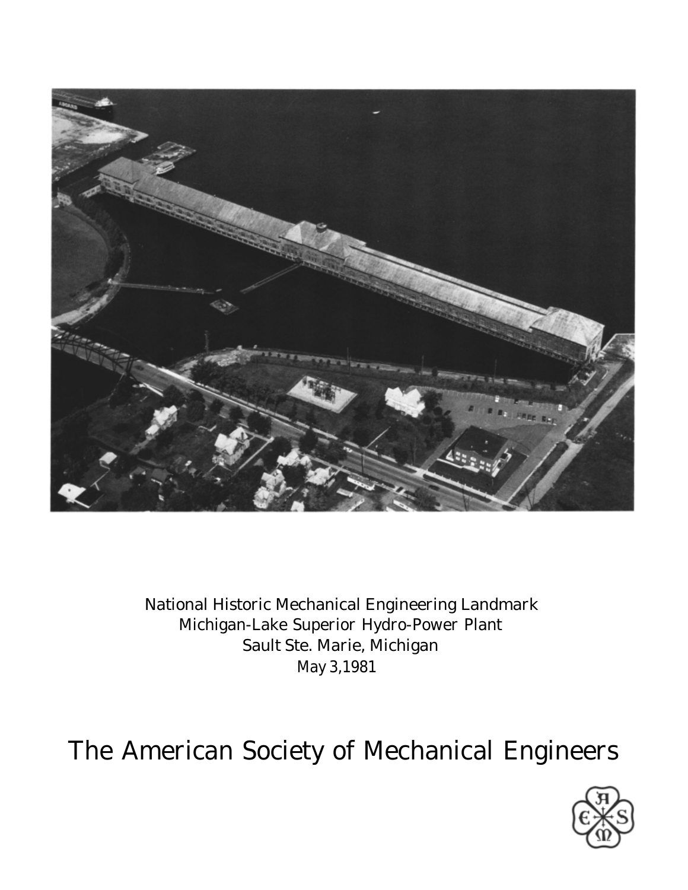National Historic Mechanical Engineering Landmark
Michigan-Lake Superior Hydro-Power Plant
Sault Ste. Marie, Michigan
May 3,1981

# The American Society of Mechanical Engineers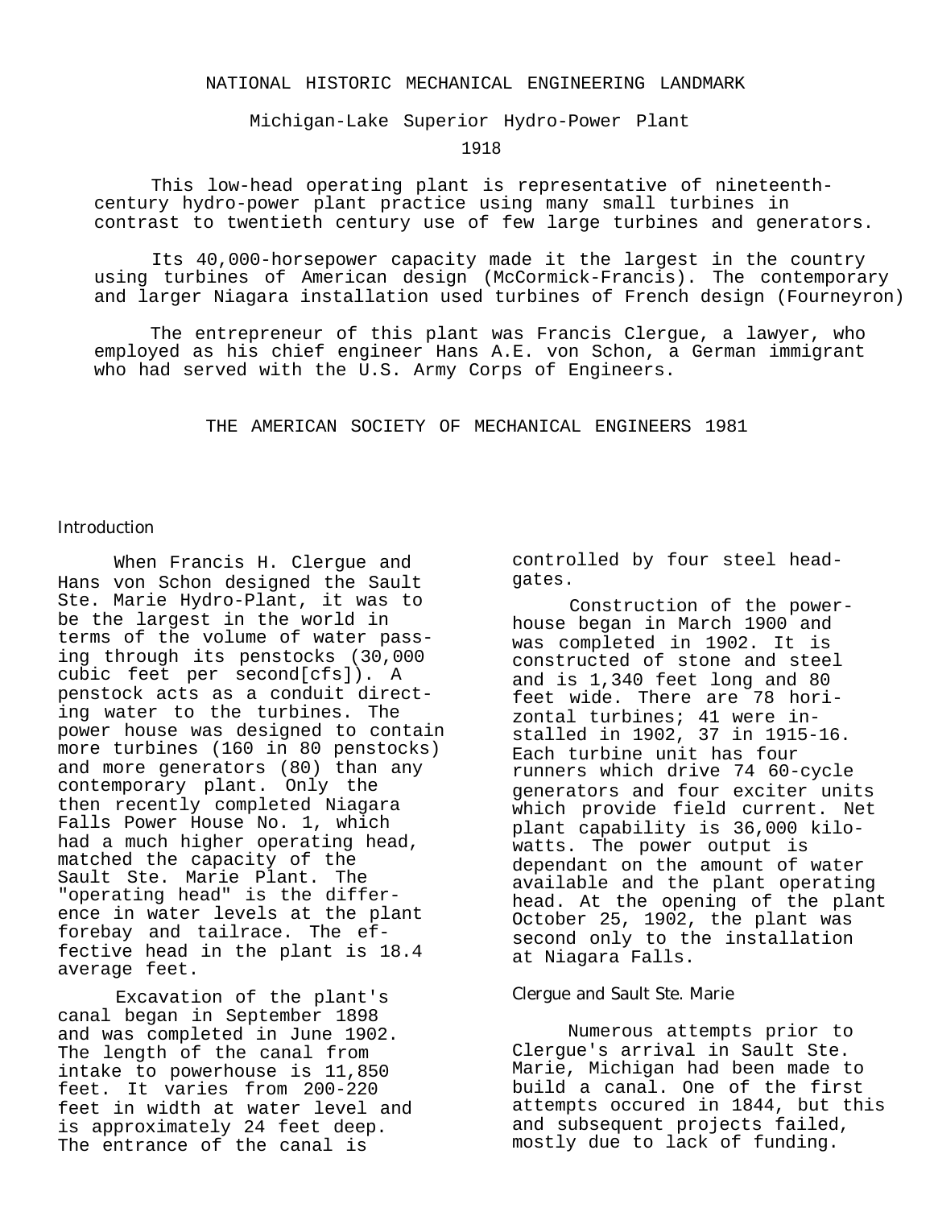NATIONAL HISTORIC MECHANICAL ENGINEERING LANDMARK

Michigan-Lake Superior Hydro-Power Plant

1918

This low-head operating plant is representative of nineteenth-century hydro-power plant practice using many small turbines in contrast to twentieth century use of few large turbines and generators.

Its 40,000-horsepower capacity made it the largest in the country using turbines of American design (McCormick-Francis). The contemporary and larger Niagara installation used turbines of French design (Fourneyron)

The entrepreneur of this plant was Francis Clergue, a lawyer, who employed as his chief engineer Hans A.E. von Schon, a German immigrant who had served with the U.S. Army Corps of Engineers.

THE AMERICAN SOCIETY OF MECHANICAL ENGINEERS 1981

## Introduction

When Francis H. Clergue and Hans von Schon designed the Sault Ste. Marie Hydro-Plant, it was to be the largest in the world in terms of the volume of water passing through its penstocks (30,000 cubic feet per second[cfs]). A penstock acts as a conduit directing water to the turbines. The power house was designed to contain more turbines (160 in 80 penstocks) and more generators (80) than any contemporary plant. Only the then recently completed Niagara Falls Power House No. 1, which had a much higher operating head, matched the capacity of the Sault Ste. Marie Plant. The "operating head" is the difference in water levels at the plant forebay and tailrace. The effective head in the plant is 18.4 average feet.

Excavation of the plant's canal began in September 1898 and was completed in June 1902. The length of the canal from intake to powerhouse is 11,850 feet. It varies from 200-220 feet in width at water level and is approximately 24 feet deep. The entrance of the canal is controlled by four steel headgates.

Construction of the powerhouse began in March 1900 and was completed in 1902. It is constructed of stone and steel and is 1,340 feet long and 80 feet wide. There are 78 horizontal turbines; 41 were installed in 1902, 37 in 1915-16. Each turbine unit has four runners which drive 74 60-cycle generators and four exciter units which provide field current. Net plant capability is 36,000 kilowatts. The power output is dependant on the amount of water available and the plant operating head. At the opening of the plant October 25, 1902, the plant was second only to the installation at Niagara Falls.

## Clergue and Sault Ste. Marie

Numerous attempts prior to Clergue's arrival in Sault Ste. Marie, Michigan had been made to build a canal. One of the first attempts occured in 1844, but this and subsequent projects failed, mostly due to lack of funding.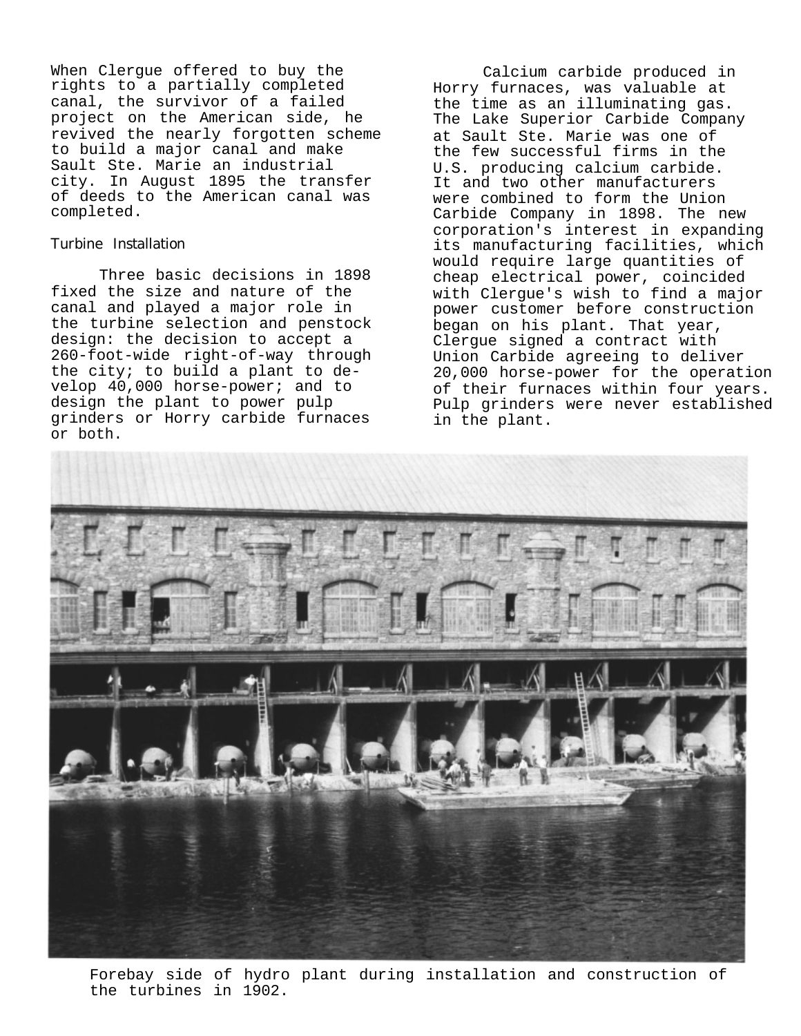When Clergue offered to buy the rights to a partially completed canal, the survivor of a failed project on the American side, he revived the nearly forgotten scheme to build a major canal and make Sault Ste. Marie an industrial city. In August 1895 the transfer of deeds to the American canal was completed.

## Turbine Installation

Three basic decisions in 1898 fixed the size and nature of the canal and played a major role in the turbine selection and penstock design: the decision to accept a 260-foot-wide right-of-way through the city; to build a plant to develop 40,000 horse-power; and to design the plant to power pulp grinders or Horry carbide furnaces or both.

Calcium carbide produced in Horry furnaces, was valuable at the time as an illuminating gas. The Lake Superior Carbide Company at Sault Ste. Marie was one of the few successful firms in the U.S. producing calcium carbide. It and two other manufacturers were combined to form the Union Carbide Company in 1898. The new corporation's interest in expanding its manufacturing facilities, which would require large quantities of cheap electrical power, coincided with Clergue's wish to find a major power customer before construction began on his plant. That year, Clergue signed a contract with Union Carbide agreeing to deliver 20,000 horse-power for the operation of their furnaces within four years. Pulp grinders were never established in the plant.

Forebay side of hydro plant during installation and construction of the turbines in 1902.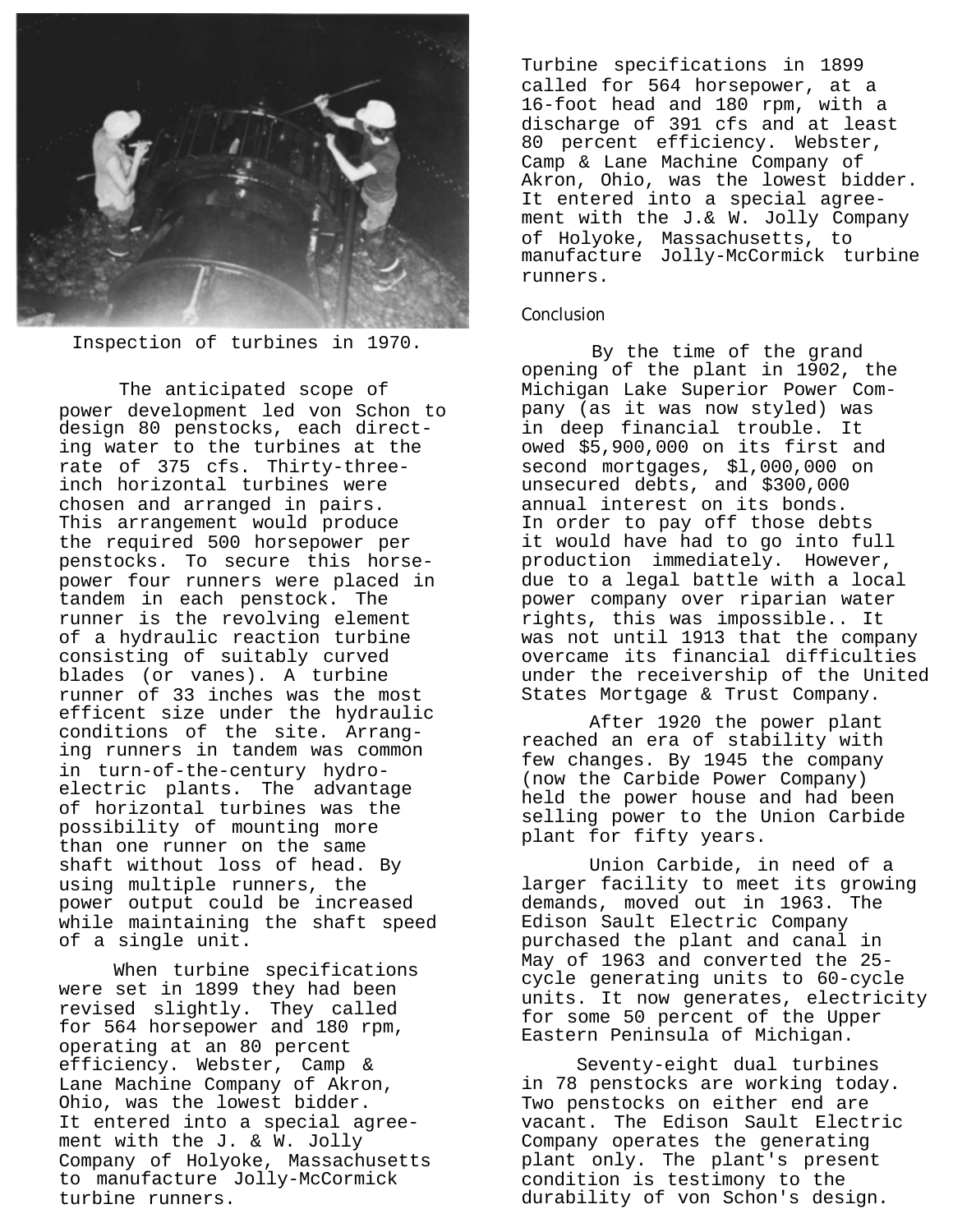Inspection of turbines in 1970.

The anticipated scope of power development led von Schon to design 80 penstocks, each directing water to the turbines at the rate of 375 cfs. Thirty-three-inch horizontal turbines were chosen and arranged in pairs. This arrangement would produce the required 500 horsepower per penstocks. To secure this horsepower four runners were placed in tandem in each penstock. The runner is the revolving element of a hydraulic reaction turbine consisting of suitably curved blades (or vanes). A turbine runner of 33 inches was the most efficent size under the hydraulic conditions of the site. Arranging runners in tandem was common in turn-of-the-century hydroelectric plants. The advantage of horizontal turbines was the possibility of mounting more than one runner on the same shaft without loss of head. By using multiple runners, the power output could be increased while maintaining the shaft speed of a single unit.

When turbine specifications were set in 1899 they had been revised slightly. They called for 564 horsepower and 180 rpm, operating at an 80 percent efficiency. Webster, Camp & Lane Machine Company of Akron, Ohio, was the lowest bidder. It entered into a special agreement with the J. & W. Jolly Company of Holyoke, Massachusetts to manufacture Jolly-McCormick turbine runners.

Turbine specifications in 1899 called for 564 horsepower, at a 16-foot head and 180 rpm, with a discharge of 391 cfs and at least 80 percent efficiency. Webster, Camp & Lane Machine Company of Akron, Ohio, was the lowest bidder. It entered into a special agreement with the J.& W. Jolly Company of Holyoke, Massachusetts, to manufacture Jolly-McCormick turbine runners.

## Conclusion

By the time of the grand opening of the plant in 1902, the Michigan Lake Superior Power Company (as it was now styled) was in deep financial trouble. It owed $5,900,000 on its first and second mortgages, $1,000,000 on unsecured debts, and $300,000 annual interest on its bonds. In order to pay off those debts it would have had to go into full production immediately. However, due to a legal battle with a local power company over riparian water rights, this was impossible.. It was not until 1913 that the company overcame its financial difficulties under the receivership of the United States Mortgage & Trust Company.

After 1920 the power plant reached an era of stability with few changes. By 1945 the company (now the Carbide Power Company) held the power house and had been selling power to the Union Carbide plant for fifty years.

Union Carbide, in need of a larger facility to meet its growing demands, moved out in 1963. The Edison Sault Electric Company purchased the plant and canal in May of 1963 and converted the 25-cycle generating units to 60-cycle units. It now generates, electricity for some 50 percent of the Upper Eastern Peninsula of Michigan.

Seventy-eight dual turbines in 78 penstocks are working today. Two penstocks on either end are vacant. The Edison Sault Electric Company operates the generating plant only. The plant's present condition is testimony to the durability of von Schon's design.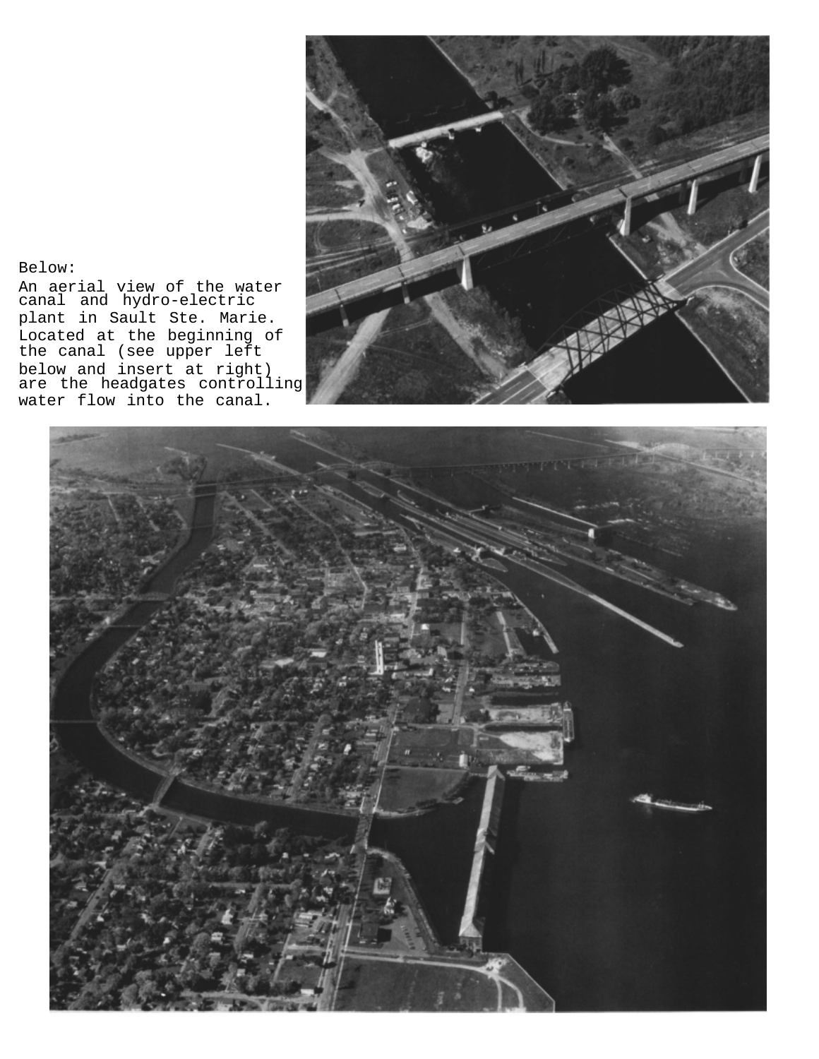Below:

An aerial view of the water canal and hydro-electric plant in Sault Ste. Marie. Located at the beginning of the canal (see upper left below and insert at right) are the headgates controlling water flow into the canal.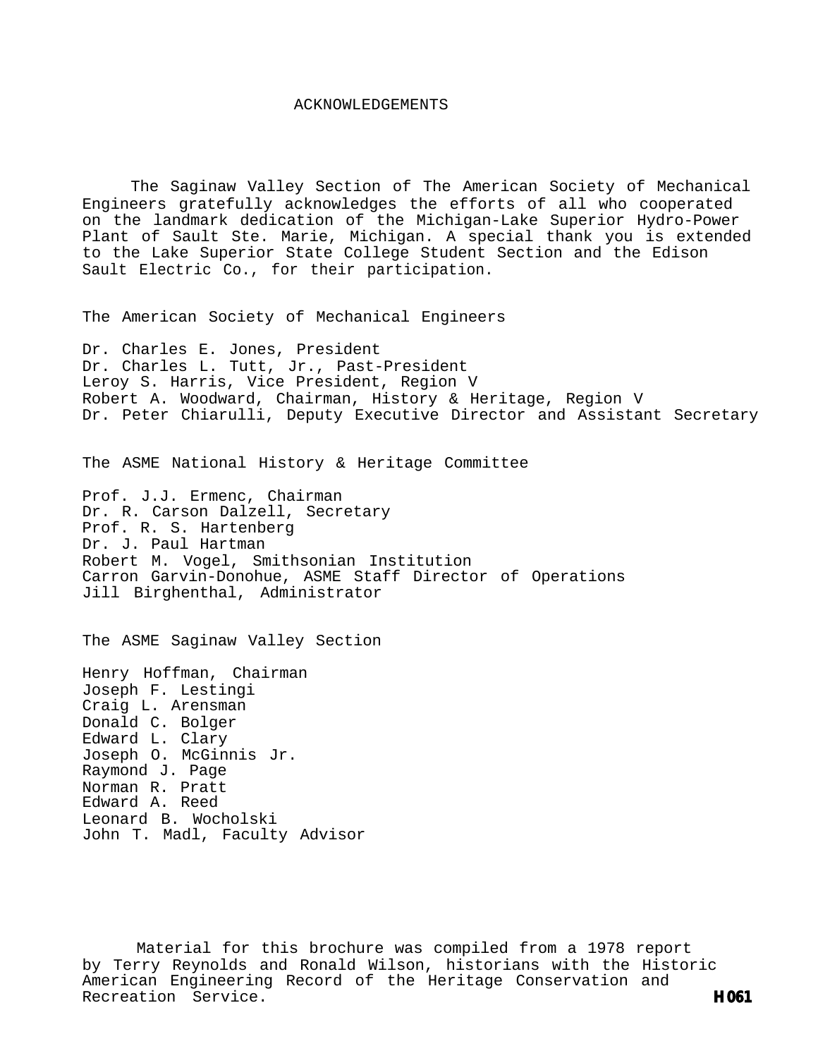# ACKNOWLEDGEMENTS

The Saginaw Valley Section of The American Society of Mechanical Engineers gratefully acknowledges the efforts of all who cooperated on the landmark dedication of the Michigan-Lake Superior Hydro-Power Plant of Sault Ste. Marie, Michigan. A special thank you is extended to the Lake Superior State College Student Section and the Edison Sault Electric Co., for their participation.

## The American Society of Mechanical Engineers

Dr. Charles E. Jones, President
Dr. Charles L. Tutt, Jr., Past-President
Leroy S. Harris, Vice President, Region V
Robert A. Woodward, Chairman, History & Heritage, Region V
Dr. Peter Chiarulli, Deputy Executive Director and Assistant Secretary

## The ASME National History & Heritage Committee

Prof. J.J. Ermenc, Chairman
Dr. R. Carson Dalzell, Secretary
Prof. R. S. Hartenberg
Dr. J. Paul Hartman
Robert M. Vogel, Smithsonian Institution
Carron Garvin-Donohue, ASME Staff Director of Operations
Jill Birghenthal, Administrator

## The ASME Saginaw Valley Section

Henry Hoffman, Chairman
Joseph F. Lestingi
Craig L. Arensman
Donald C. Bolger
Edward L. Clary
Joseph O. McGinnis Jr.
Raymond J. Page
Norman R. Pratt
Edward A. Reed
Leonard B. Wocholski
John T. Madl, Faculty Advisor

Material for this brochure was compiled from a 1978 report by Terry Reynolds and Ronald Wilson, historians with the Historic American Engineering Record of the Heritage Conservation and Recreation Service.

**H061**